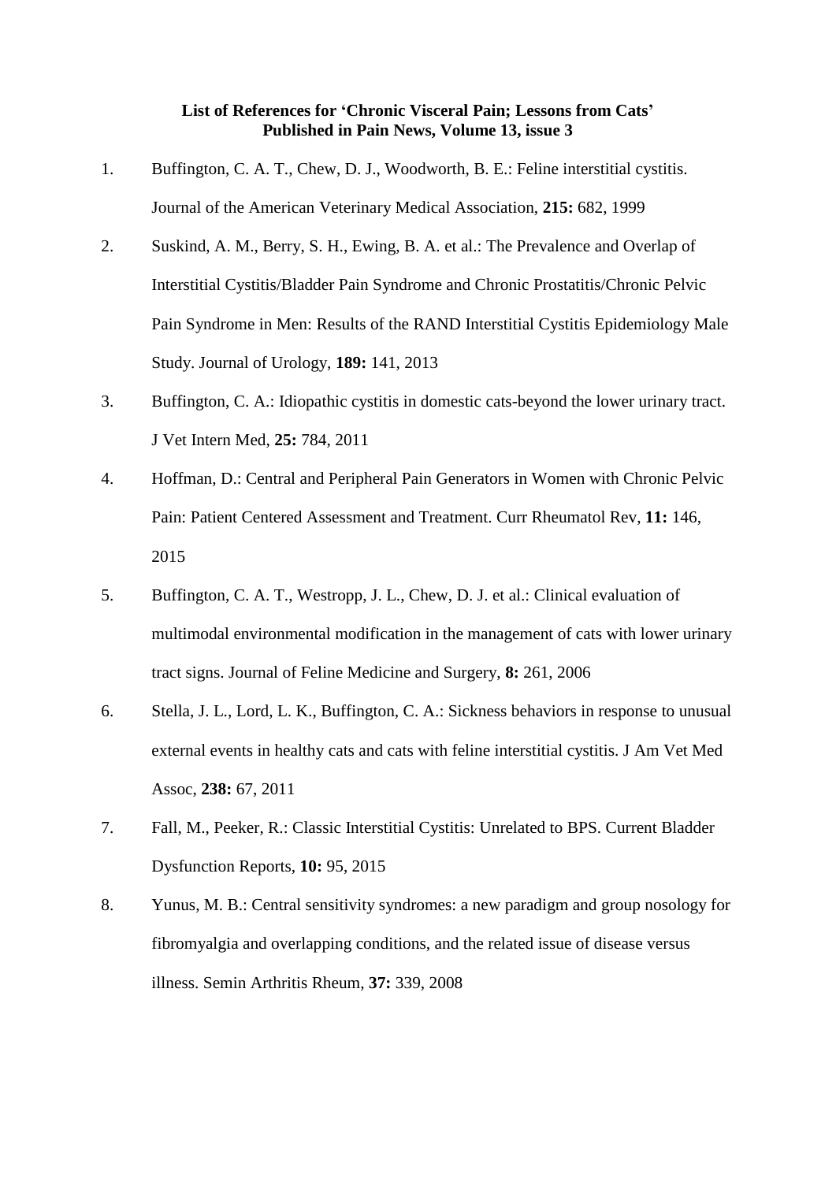**List of References for 'Chronic Visceral Pain; Lessons from Cats'**
**Published in Pain News, Volume 13, issue 3**

1. Buffington, C. A. T., Chew, D. J., Woodworth, B. E.: Feline interstitial cystitis. Journal of the American Veterinary Medical Association, **215:** 682, 1999

2. Suskind, A. M., Berry, S. H., Ewing, B. A. et al.: The Prevalence and Overlap of Interstitial Cystitis/Bladder Pain Syndrome and Chronic Prostatitis/Chronic Pelvic Pain Syndrome in Men: Results of the RAND Interstitial Cystitis Epidemiology Male Study. Journal of Urology, **189:** 141, 2013

3. Buffington, C. A.: Idiopathic cystitis in domestic cats-beyond the lower urinary tract. J Vet Intern Med, **25:** 784, 2011

4. Hoffman, D.: Central and Peripheral Pain Generators in Women with Chronic Pelvic Pain: Patient Centered Assessment and Treatment. Curr Rheumatol Rev, **11:** 146, 2015

5. Buffington, C. A. T., Westropp, J. L., Chew, D. J. et al.: Clinical evaluation of multimodal environmental modification in the management of cats with lower urinary tract signs. Journal of Feline Medicine and Surgery, **8:** 261, 2006

6. Stella, J. L., Lord, L. K., Buffington, C. A.: Sickness behaviors in response to unusual external events in healthy cats and cats with feline interstitial cystitis. J Am Vet Med Assoc, **238:** 67, 2011

7. Fall, M., Peeker, R.: Classic Interstitial Cystitis: Unrelated to BPS. Current Bladder Dysfunction Reports, **10:** 95, 2015

8. Yunus, M. B.: Central sensitivity syndromes: a new paradigm and group nosology for fibromyalgia and overlapping conditions, and the related issue of disease versus illness. Semin Arthritis Rheum, **37:** 339, 2008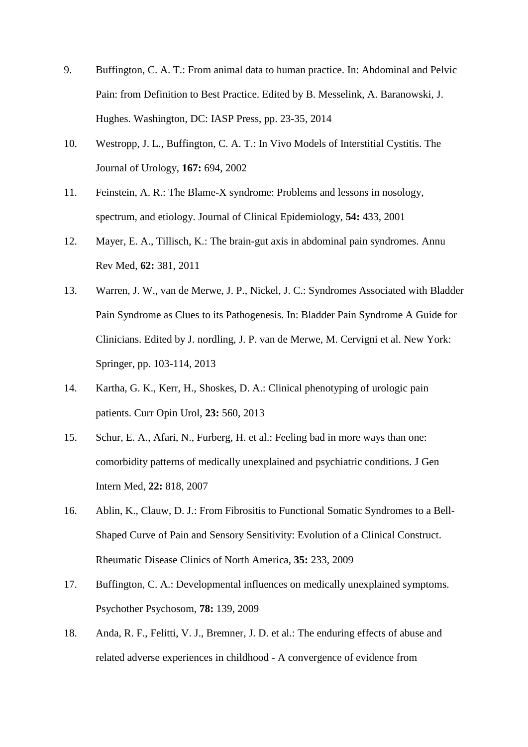9. Buffington, C. A. T.: From animal data to human practice. In: Abdominal and Pelvic Pain: from Definition to Best Practice. Edited by B. Messelink, A. Baranowski, J. Hughes. Washington, DC: IASP Press, pp. 23-35, 2014

10. Westropp, J. L., Buffington, C. A. T.: In Vivo Models of Interstitial Cystitis. The Journal of Urology, **167:** 694, 2002

11. Feinstein, A. R.: The Blame-X syndrome: Problems and lessons in nosology, spectrum, and etiology. Journal of Clinical Epidemiology, **54:** 433, 2001

12. Mayer, E. A., Tillisch, K.: The brain-gut axis in abdominal pain syndromes. Annu Rev Med, **62:** 381, 2011

13. Warren, J. W., van de Merwe, J. P., Nickel, J. C.: Syndromes Associated with Bladder Pain Syndrome as Clues to its Pathogenesis. In: Bladder Pain Syndrome A Guide for Clinicians. Edited by J. nordling, J. P. van de Merwe, M. Cervigni et al. New York: Springer, pp. 103-114, 2013

14. Kartha, G. K., Kerr, H., Shoskes, D. A.: Clinical phenotyping of urologic pain patients. Curr Opin Urol, **23:** 560, 2013

15. Schur, E. A., Afari, N., Furberg, H. et al.: Feeling bad in more ways than one: comorbidity patterns of medically unexplained and psychiatric conditions. J Gen Intern Med, **22:** 818, 2007

16. Ablin, K., Clauw, D. J.: From Fibrositis to Functional Somatic Syndromes to a Bell-Shaped Curve of Pain and Sensory Sensitivity: Evolution of a Clinical Construct. Rheumatic Disease Clinics of North America, **35:** 233, 2009

17. Buffington, C. A.: Developmental influences on medically unexplained symptoms. Psychother Psychosom, **78:** 139, 2009

18. Anda, R. F., Felitti, V. J., Bremner, J. D. et al.: The enduring effects of abuse and related adverse experiences in childhood - A convergence of evidence from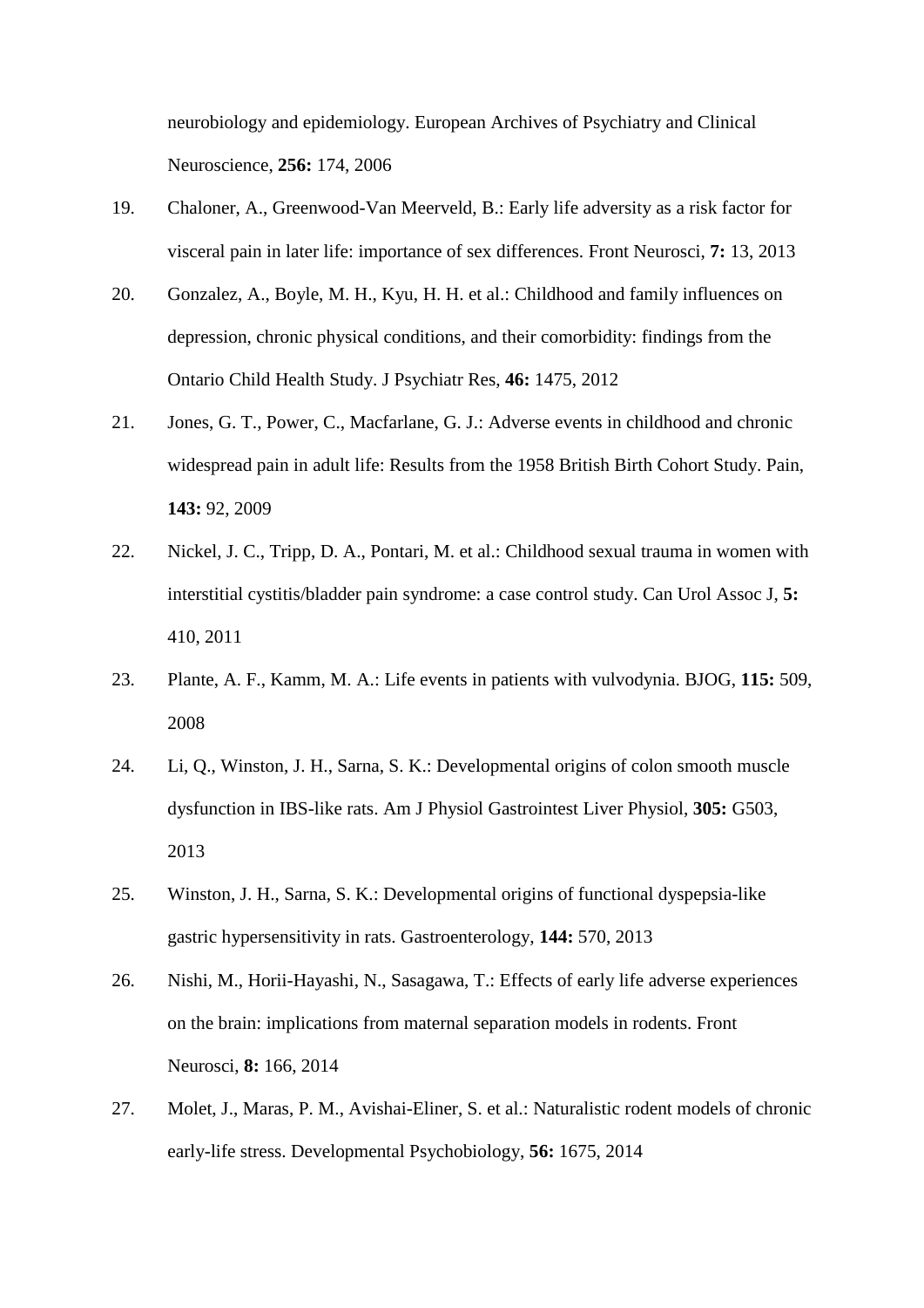neurobiology and epidemiology. European Archives of Psychiatry and Clinical Neuroscience, **256:** 174, 2006

19. Chaloner, A., Greenwood-Van Meerveld, B.: Early life adversity as a risk factor for visceral pain in later life: importance of sex differences. Front Neurosci, **7:** 13, 2013

20. Gonzalez, A., Boyle, M. H., Kyu, H. H. et al.: Childhood and family influences on depression, chronic physical conditions, and their comorbidity: findings from the Ontario Child Health Study. J Psychiatr Res, **46:** 1475, 2012

21. Jones, G. T., Power, C., Macfarlane, G. J.: Adverse events in childhood and chronic widespread pain in adult life: Results from the 1958 British Birth Cohort Study. Pain, **143:** 92, 2009

22. Nickel, J. C., Tripp, D. A., Pontari, M. et al.: Childhood sexual trauma in women with interstitial cystitis/bladder pain syndrome: a case control study. Can Urol Assoc J, **5:** 410, 2011

23. Plante, A. F., Kamm, M. A.: Life events in patients with vulvodynia. BJOG, **115:** 509, 2008

24. Li, Q., Winston, J. H., Sarna, S. K.: Developmental origins of colon smooth muscle dysfunction in IBS-like rats. Am J Physiol Gastrointest Liver Physiol, **305:** G503, 2013

25. Winston, J. H., Sarna, S. K.: Developmental origins of functional dyspepsia-like gastric hypersensitivity in rats. Gastroenterology, **144:** 570, 2013

26. Nishi, M., Horii-Hayashi, N., Sasagawa, T.: Effects of early life adverse experiences on the brain: implications from maternal separation models in rodents. Front Neurosci, **8:** 166, 2014

27. Molet, J., Maras, P. M., Avishai-Eliner, S. et al.: Naturalistic rodent models of chronic early-life stress. Developmental Psychobiology, **56:** 1675, 2014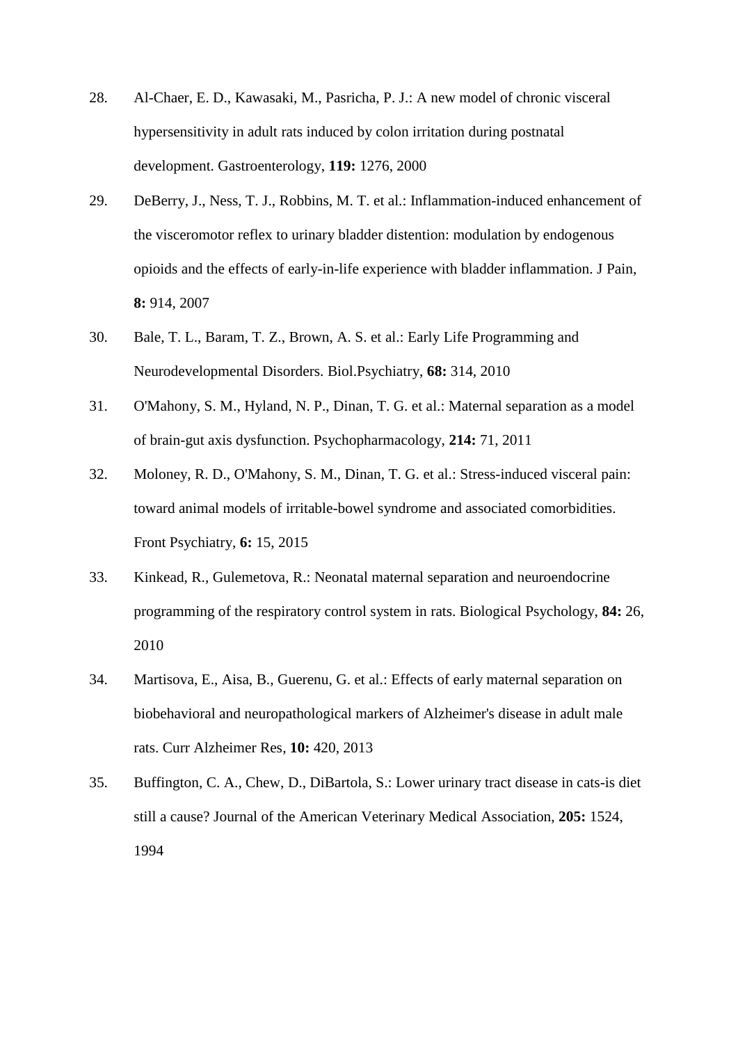28. Al-Chaer, E. D., Kawasaki, M., Pasricha, P. J.: A new model of chronic visceral hypersensitivity in adult rats induced by colon irritation during postnatal development. Gastroenterology, **119:** 1276, 2000

29. DeBerry, J., Ness, T. J., Robbins, M. T. et al.: Inflammation-induced enhancement of the visceromotor reflex to urinary bladder distention: modulation by endogenous opioids and the effects of early-in-life experience with bladder inflammation. J Pain, **8:** 914, 2007

30. Bale, T. L., Baram, T. Z., Brown, A. S. et al.: Early Life Programming and Neurodevelopmental Disorders. Biol.Psychiatry, **68:** 314, 2010

31. O'Mahony, S. M., Hyland, N. P., Dinan, T. G. et al.: Maternal separation as a model of brain-gut axis dysfunction. Psychopharmacology, **214:** 71, 2011

32. Moloney, R. D., O'Mahony, S. M., Dinan, T. G. et al.: Stress-induced visceral pain: toward animal models of irritable-bowel syndrome and associated comorbidities. Front Psychiatry, **6:** 15, 2015

33. Kinkead, R., Gulemetova, R.: Neonatal maternal separation and neuroendocrine programming of the respiratory control system in rats. Biological Psychology, **84:** 26, 2010

34. Martisova, E., Aisa, B., Guerenu, G. et al.: Effects of early maternal separation on biobehavioral and neuropathological markers of Alzheimer's disease in adult male rats. Curr Alzheimer Res, **10:** 420, 2013

35. Buffington, C. A., Chew, D., DiBartola, S.: Lower urinary tract disease in cats-is diet still a cause? Journal of the American Veterinary Medical Association, **205:** 1524, 1994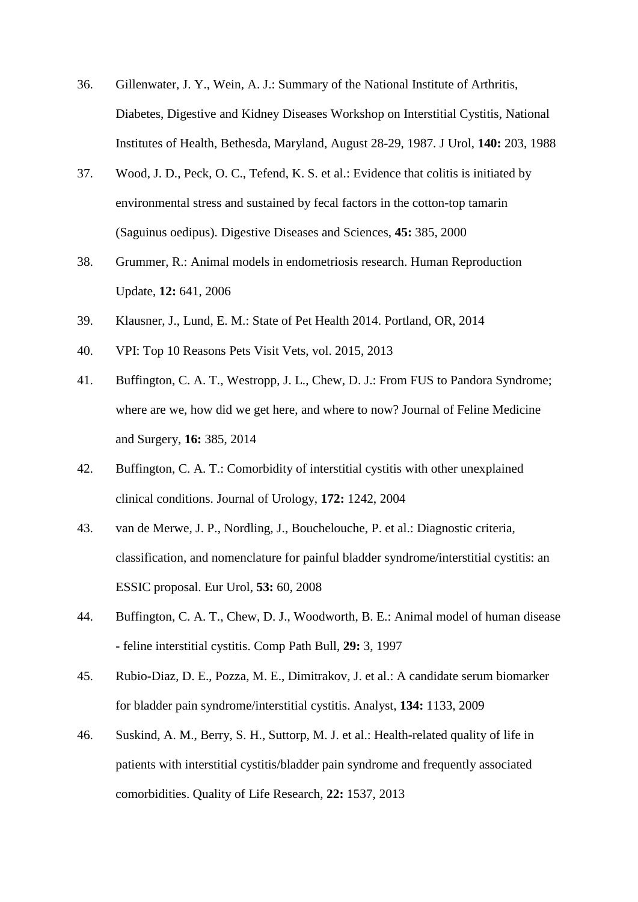36. Gillenwater, J. Y., Wein, A. J.: Summary of the National Institute of Arthritis, Diabetes, Digestive and Kidney Diseases Workshop on Interstitial Cystitis, National Institutes of Health, Bethesda, Maryland, August 28-29, 1987. J Urol, **140:** 203, 1988

37. Wood, J. D., Peck, O. C., Tefend, K. S. et al.: Evidence that colitis is initiated by environmental stress and sustained by fecal factors in the cotton-top tamarin (Saguinus oedipus). Digestive Diseases and Sciences, **45:** 385, 2000

38. Grummer, R.: Animal models in endometriosis research. Human Reproduction Update, **12:** 641, 2006

39. Klausner, J., Lund, E. M.: State of Pet Health 2014. Portland, OR, 2014

40. VPI: Top 10 Reasons Pets Visit Vets, vol. 2015, 2013

41. Buffington, C. A. T., Westropp, J. L., Chew, D. J.: From FUS to Pandora Syndrome; where are we, how did we get here, and where to now? Journal of Feline Medicine and Surgery, **16:** 385, 2014

42. Buffington, C. A. T.: Comorbidity of interstitial cystitis with other unexplained clinical conditions. Journal of Urology, **172:** 1242, 2004

43. van de Merwe, J. P., Nordling, J., Bouchelouche, P. et al.: Diagnostic criteria, classification, and nomenclature for painful bladder syndrome/interstitial cystitis: an ESSIC proposal. Eur Urol, **53:** 60, 2008

44. Buffington, C. A. T., Chew, D. J., Woodworth, B. E.: Animal model of human disease - feline interstitial cystitis. Comp Path Bull, **29:** 3, 1997

45. Rubio-Diaz, D. E., Pozza, M. E., Dimitrakov, J. et al.: A candidate serum biomarker for bladder pain syndrome/interstitial cystitis. Analyst, **134:** 1133, 2009

46. Suskind, A. M., Berry, S. H., Suttorp, M. J. et al.: Health-related quality of life in patients with interstitial cystitis/bladder pain syndrome and frequently associated comorbidities. Quality of Life Research, **22:** 1537, 2013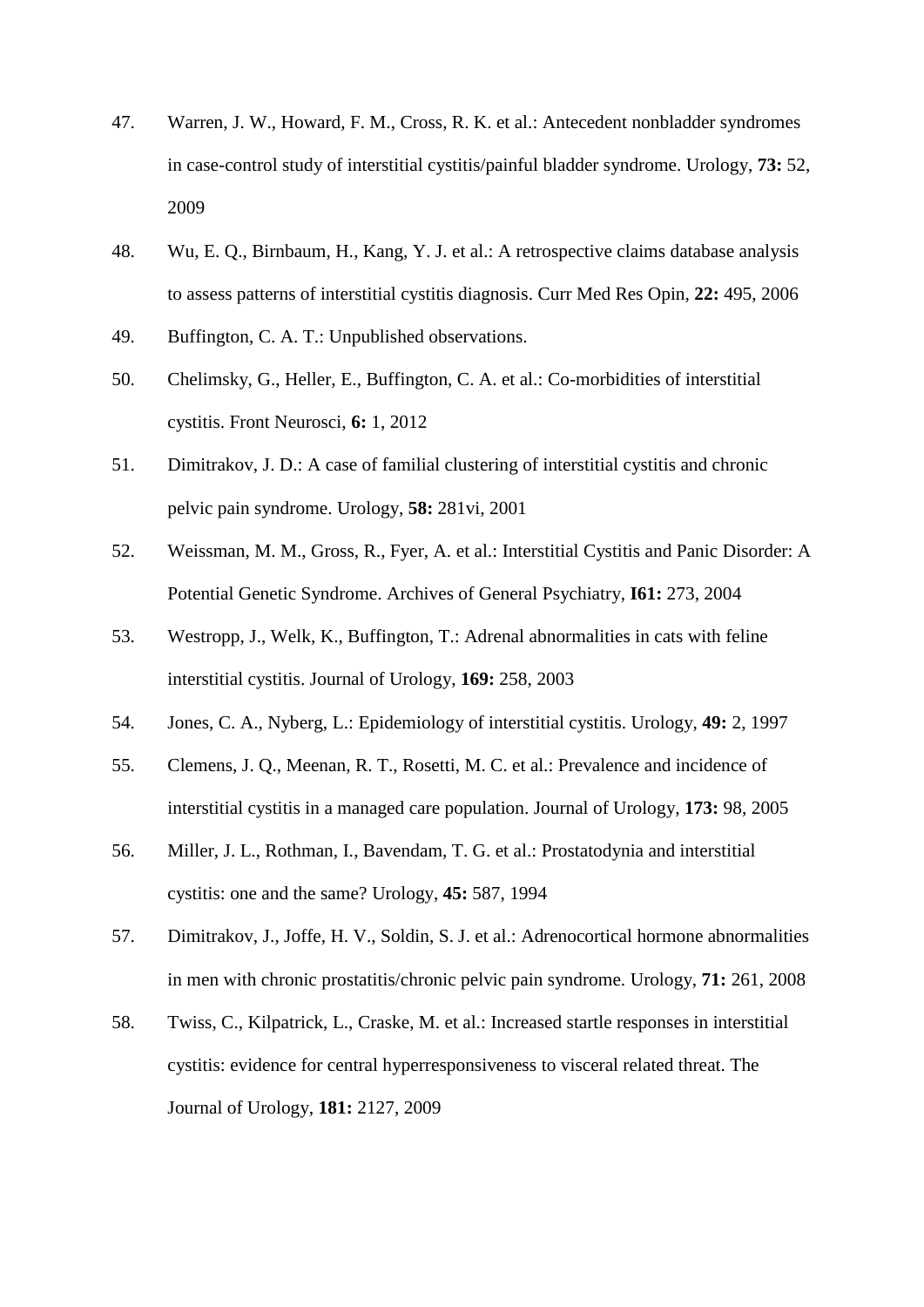47. Warren, J. W., Howard, F. M., Cross, R. K. et al.: Antecedent nonbladder syndromes in case-control study of interstitial cystitis/painful bladder syndrome. Urology, **73:** 52, 2009

48. Wu, E. Q., Birnbaum, H., Kang, Y. J. et al.: A retrospective claims database analysis to assess patterns of interstitial cystitis diagnosis. Curr Med Res Opin, **22:** 495, 2006

49. Buffington, C. A. T.: Unpublished observations.

50. Chelimsky, G., Heller, E., Buffington, C. A. et al.: Co-morbidities of interstitial cystitis. Front Neurosci, **6:** 1, 2012

51. Dimitrakov, J. D.: A case of familial clustering of interstitial cystitis and chronic pelvic pain syndrome. Urology, **58:** 281vi, 2001

52. Weissman, M. M., Gross, R., Fyer, A. et al.: Interstitial Cystitis and Panic Disorder: A Potential Genetic Syndrome. Archives of General Psychiatry, **I61:** 273, 2004

53. Westropp, J., Welk, K., Buffington, T.: Adrenal abnormalities in cats with feline interstitial cystitis. Journal of Urology, **169:** 258, 2003

54. Jones, C. A., Nyberg, L.: Epidemiology of interstitial cystitis. Urology, **49:** 2, 1997

55. Clemens, J. Q., Meenan, R. T., Rosetti, M. C. et al.: Prevalence and incidence of interstitial cystitis in a managed care population. Journal of Urology, **173:** 98, 2005

56. Miller, J. L., Rothman, I., Bavendam, T. G. et al.: Prostatodynia and interstitial cystitis: one and the same? Urology, **45:** 587, 1994

57. Dimitrakov, J., Joffe, H. V., Soldin, S. J. et al.: Adrenocortical hormone abnormalities in men with chronic prostatitis/chronic pelvic pain syndrome. Urology, **71:** 261, 2008

58. Twiss, C., Kilpatrick, L., Craske, M. et al.: Increased startle responses in interstitial cystitis: evidence for central hyperresponsiveness to visceral related threat. The Journal of Urology, **181:** 2127, 2009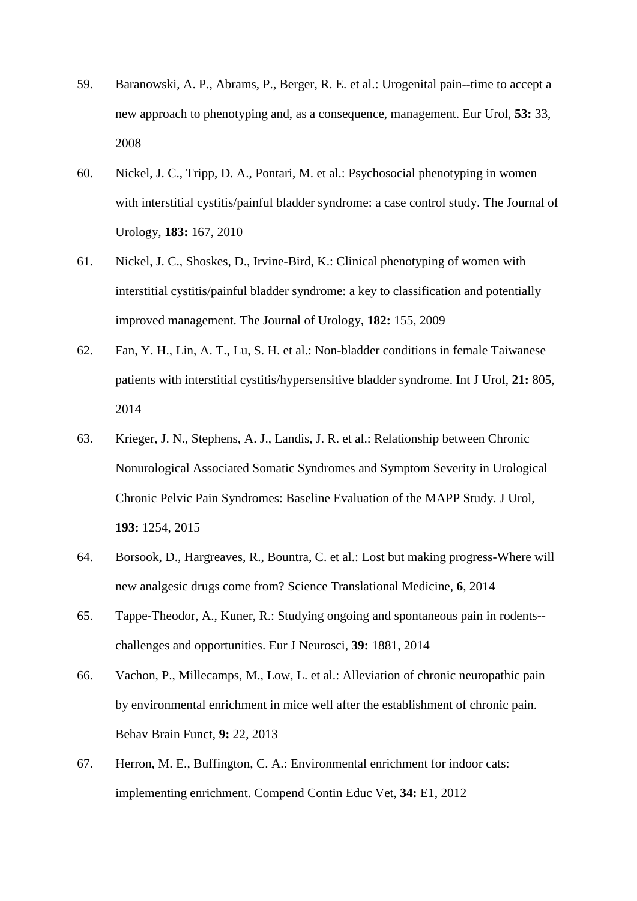59. Baranowski, A. P., Abrams, P., Berger, R. E. et al.: Urogenital pain--time to accept a new approach to phenotyping and, as a consequence, management. Eur Urol, **53:** 33, 2008

60. Nickel, J. C., Tripp, D. A., Pontari, M. et al.: Psychosocial phenotyping in women with interstitial cystitis/painful bladder syndrome: a case control study. The Journal of Urology, **183:** 167, 2010

61. Nickel, J. C., Shoskes, D., Irvine-Bird, K.: Clinical phenotyping of women with interstitial cystitis/painful bladder syndrome: a key to classification and potentially improved management. The Journal of Urology, **182:** 155, 2009

62. Fan, Y. H., Lin, A. T., Lu, S. H. et al.: Non-bladder conditions in female Taiwanese patients with interstitial cystitis/hypersensitive bladder syndrome. Int J Urol, **21:** 805, 2014

63. Krieger, J. N., Stephens, A. J., Landis, J. R. et al.: Relationship between Chronic Nonurological Associated Somatic Syndromes and Symptom Severity in Urological Chronic Pelvic Pain Syndromes: Baseline Evaluation of the MAPP Study. J Urol, **193:** 1254, 2015

64. Borsook, D., Hargreaves, R., Bountra, C. et al.: Lost but making progress-Where will new analgesic drugs come from? Science Translational Medicine, **6**, 2014

65. Tappe-Theodor, A., Kuner, R.: Studying ongoing and spontaneous pain in rodents--challenges and opportunities. Eur J Neurosci, **39:** 1881, 2014

66. Vachon, P., Millecamps, M., Low, L. et al.: Alleviation of chronic neuropathic pain by environmental enrichment in mice well after the establishment of chronic pain. Behav Brain Funct, **9:** 22, 2013

67. Herron, M. E., Buffington, C. A.: Environmental enrichment for indoor cats: implementing enrichment. Compend Contin Educ Vet, **34:** E1, 2012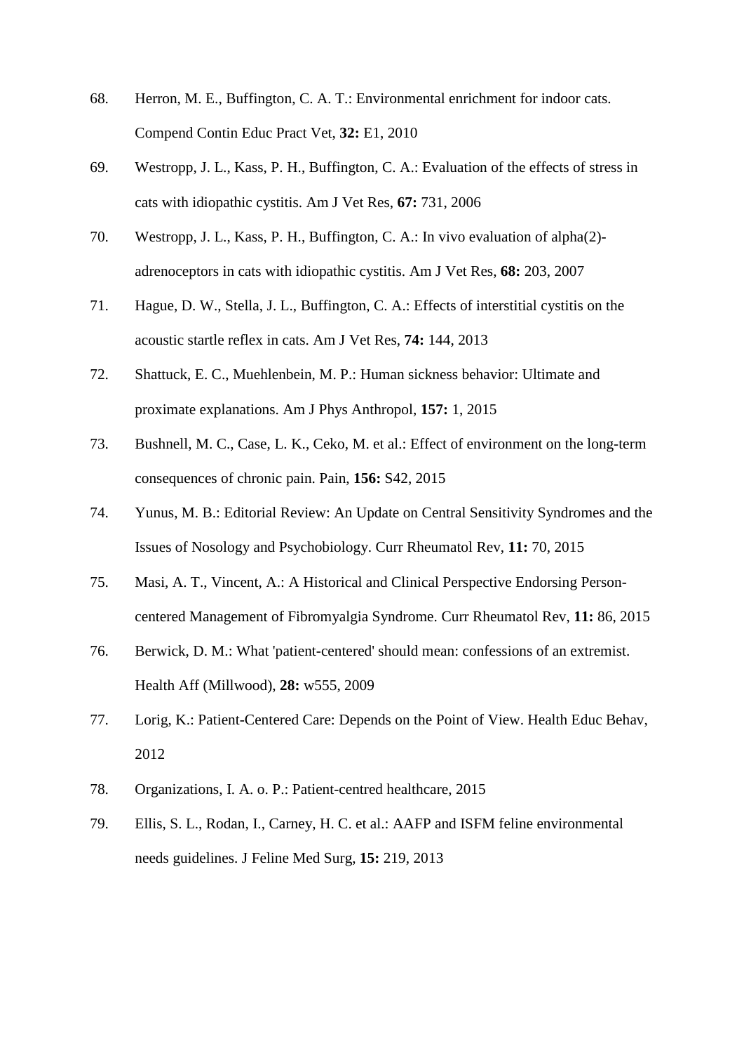68. Herron, M. E., Buffington, C. A. T.: Environmental enrichment for indoor cats. Compend Contin Educ Pract Vet, **32:** E1, 2010

69. Westropp, J. L., Kass, P. H., Buffington, C. A.: Evaluation of the effects of stress in cats with idiopathic cystitis. Am J Vet Res, **67:** 731, 2006

70. Westropp, J. L., Kass, P. H., Buffington, C. A.: In vivo evaluation of alpha(2)-adrenoceptors in cats with idiopathic cystitis. Am J Vet Res, **68:** 203, 2007

71. Hague, D. W., Stella, J. L., Buffington, C. A.: Effects of interstitial cystitis on the acoustic startle reflex in cats. Am J Vet Res, **74:** 144, 2013

72. Shattuck, E. C., Muehlenbein, M. P.: Human sickness behavior: Ultimate and proximate explanations. Am J Phys Anthropol, **157:** 1, 2015

73. Bushnell, M. C., Case, L. K., Ceko, M. et al.: Effect of environment on the long-term consequences of chronic pain. Pain, **156:** S42, 2015

74. Yunus, M. B.: Editorial Review: An Update on Central Sensitivity Syndromes and the Issues of Nosology and Psychobiology. Curr Rheumatol Rev, **11:** 70, 2015

75. Masi, A. T., Vincent, A.: A Historical and Clinical Perspective Endorsing Person-centered Management of Fibromyalgia Syndrome. Curr Rheumatol Rev, **11:** 86, 2015

76. Berwick, D. M.: What 'patient-centered' should mean: confessions of an extremist. Health Aff (Millwood), **28:** w555, 2009

77. Lorig, K.: Patient-Centered Care: Depends on the Point of View. Health Educ Behav, 2012

78. Organizations, I. A. o. P.: Patient-centred healthcare, 2015

79. Ellis, S. L., Rodan, I., Carney, H. C. et al.: AAFP and ISFM feline environmental needs guidelines. J Feline Med Surg, **15:** 219, 2013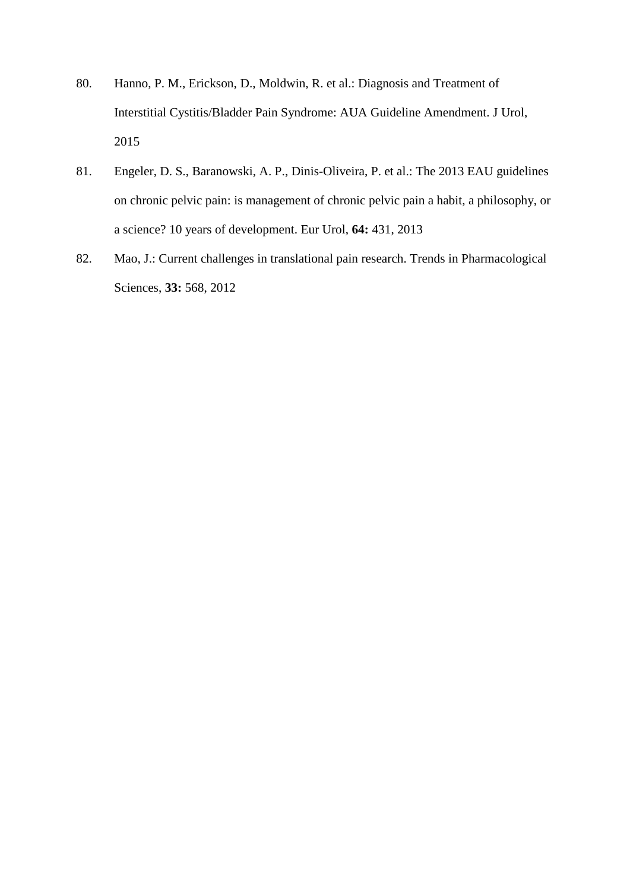80. Hanno, P. M., Erickson, D., Moldwin, R. et al.: Diagnosis and Treatment of Interstitial Cystitis/Bladder Pain Syndrome: AUA Guideline Amendment. J Urol, 2015

81. Engeler, D. S., Baranowski, A. P., Dinis-Oliveira, P. et al.: The 2013 EAU guidelines on chronic pelvic pain: is management of chronic pelvic pain a habit, a philosophy, or a science? 10 years of development. Eur Urol, **64:** 431, 2013

82. Mao, J.: Current challenges in translational pain research. Trends in Pharmacological Sciences, **33:** 568, 2012